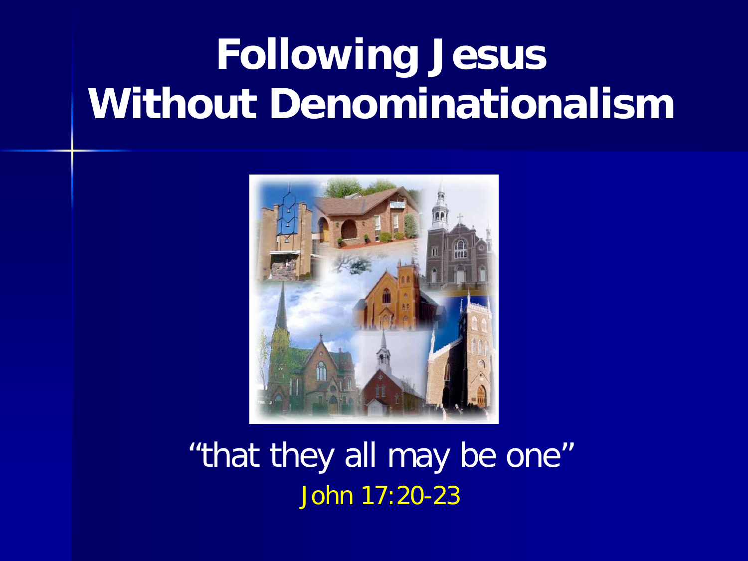# Following Jesus Without Denominationalism

"that they all may be one"

John 17:20-23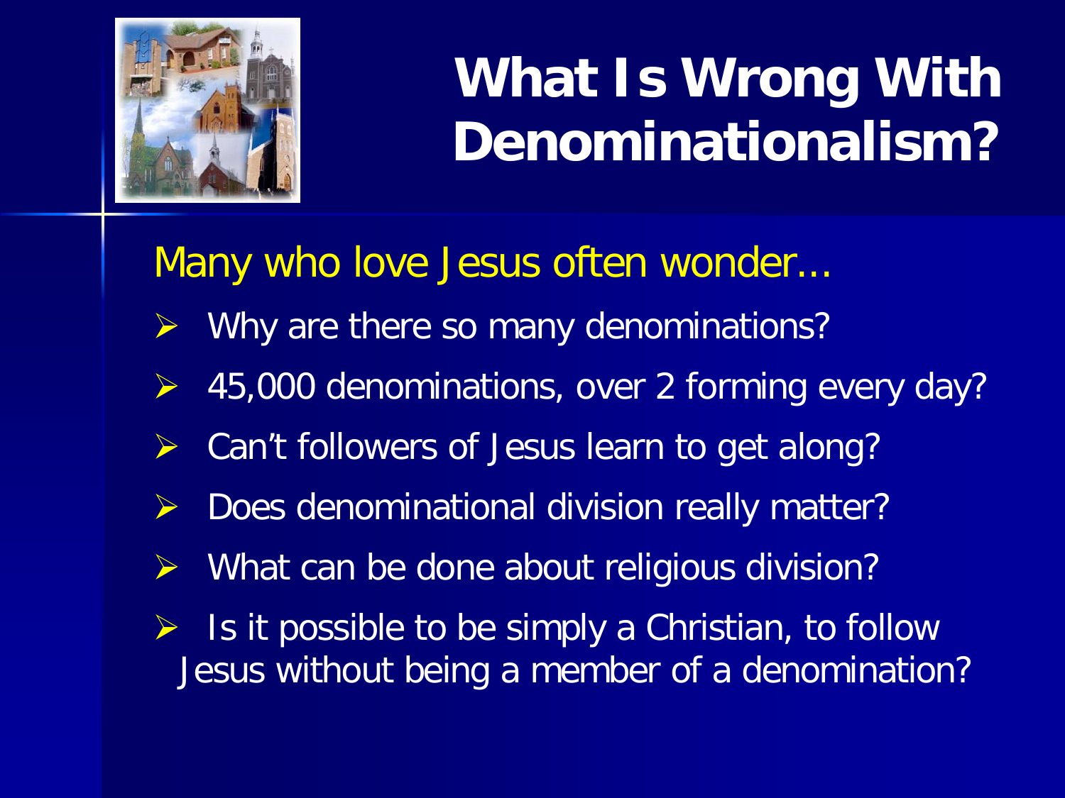# What Is Wrong With Denominationalism?

Many who love Jesus often wonder…

- Why are there so many denominations?
- 45,000 denominations, over 2 forming every day?
- Can't followers of Jesus learn to get along?
- Does denominational division really matter?
- What can be done about religious division?
- Is it possible to be simply a Christian, to follow Jesus without being a member of a denomination?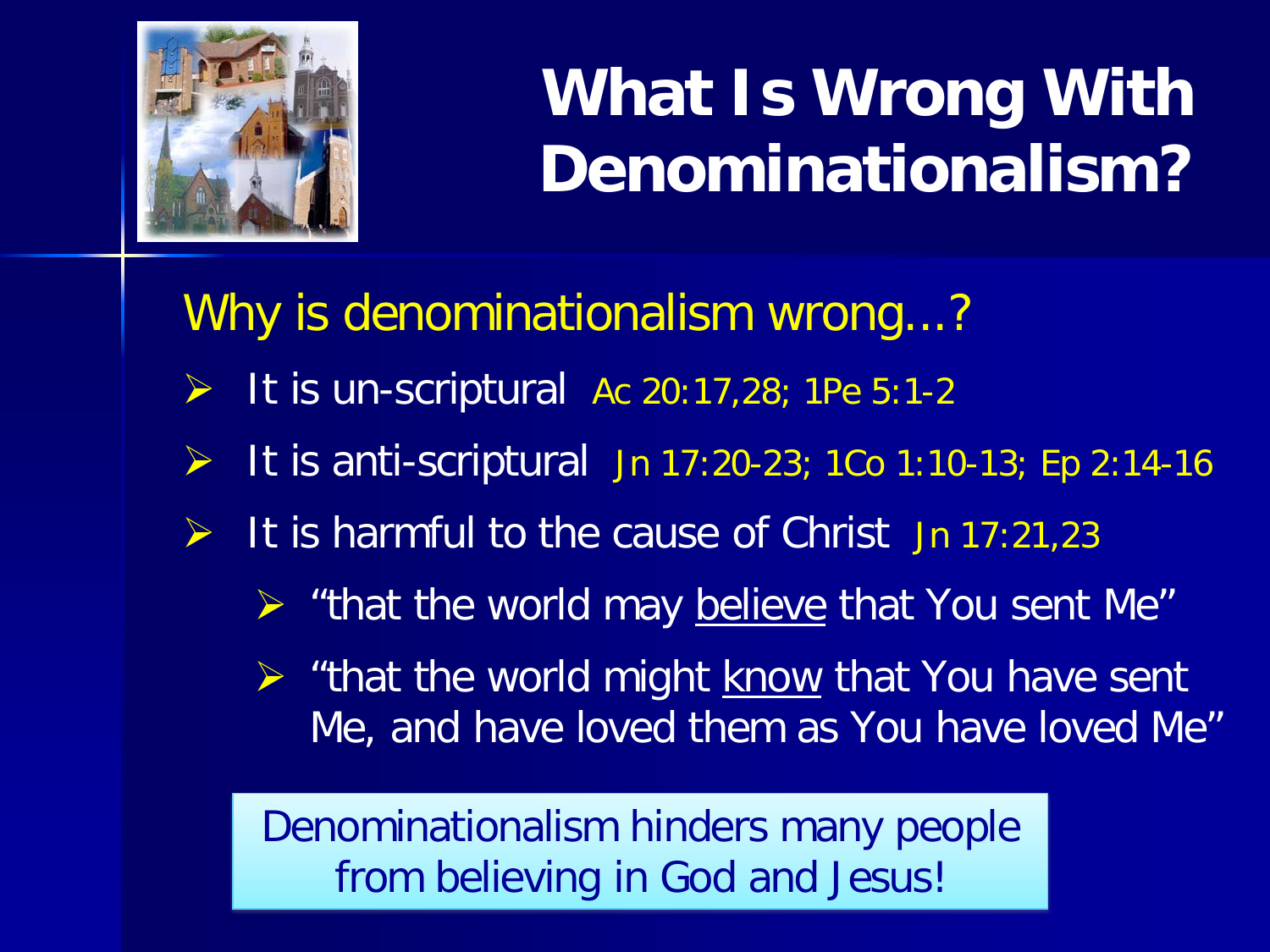# What Is Wrong With Denominationalism?

## Why is denominationalism wrong…?

- It is un-scriptural Ac 20:17,28; 1Pe 5:1-2
- It is anti-scriptural Jn 17:20-23; 1Co 1:10-13; Ep 2:14-16
- It is harmful to the cause of Christ Jn 17:21,23
  - "that the world may <u>believe</u> that You sent Me"
  - "that the world might <u>know</u> that You have sent Me, and have loved them as You have loved Me"

Denominationalism hinders many people from believing in God and Jesus!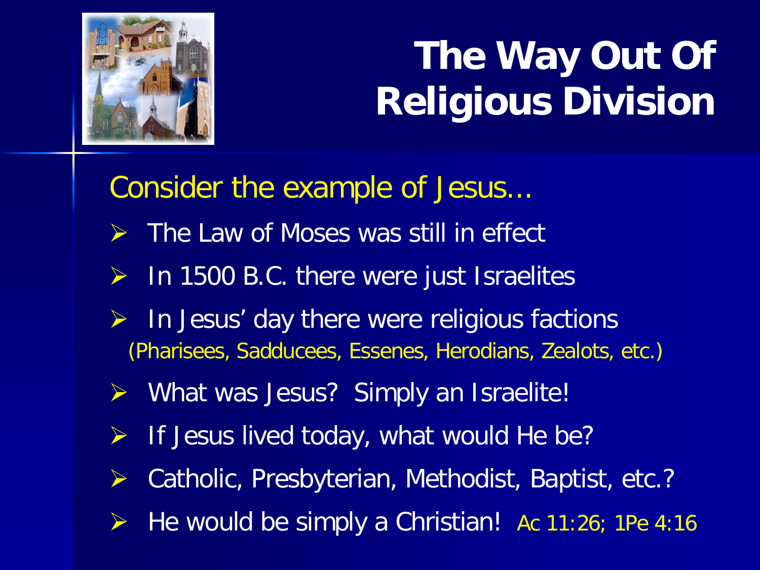# The Way Out Of Religious Division

Consider the example of Jesus…

- The Law of Moses was still in effect
- In 1500 B.C. there were just Israelites
- In Jesus' day there were religious factions (Pharisees, Sadducees, Essenes, Herodians, Zealots, etc.)
- What was Jesus? Simply an Israelite!
- If Jesus lived today, what would He be?
- Catholic, Presbyterian, Methodist, Baptist, etc.?
- He would be simply a Christian! Ac 11:26; 1Pe 4:16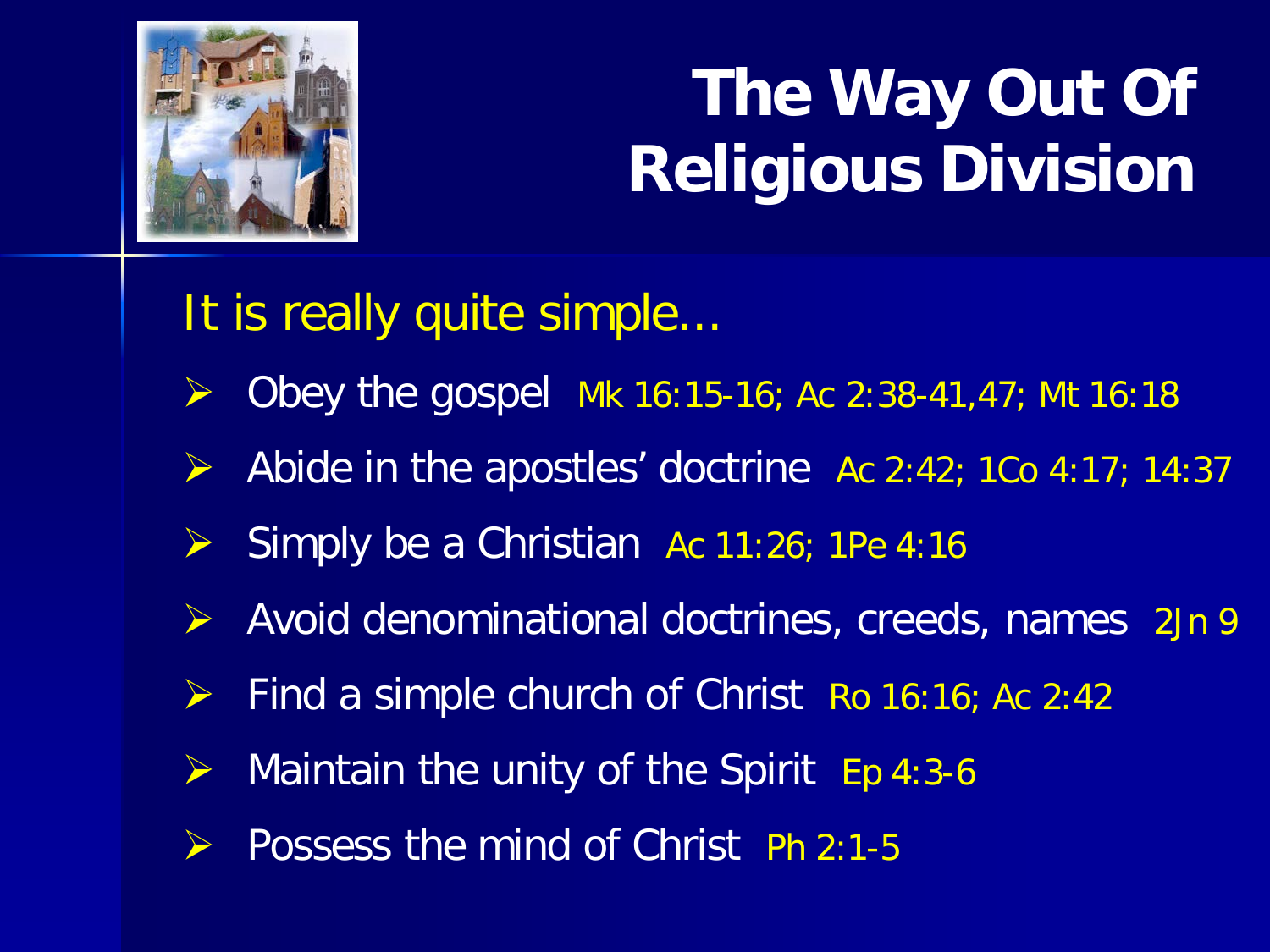# The Way Out Of Religious Division

It is really quite simple…

- Obey the gospel Mk 16:15-16; Ac 2:38-41,47; Mt 16:18
- Abide in the apostles' doctrine Ac 2:42; 1Co 4:17; 14:37
- Simply be a Christian Ac 11:26; 1Pe 4:16
- Avoid denominational doctrines, creeds, names 2Jn 9
- Find a simple church of Christ Ro 16:16; Ac 2:42
- Maintain the unity of the Spirit Ep 4:3-6
- Possess the mind of Christ Ph 2:1-5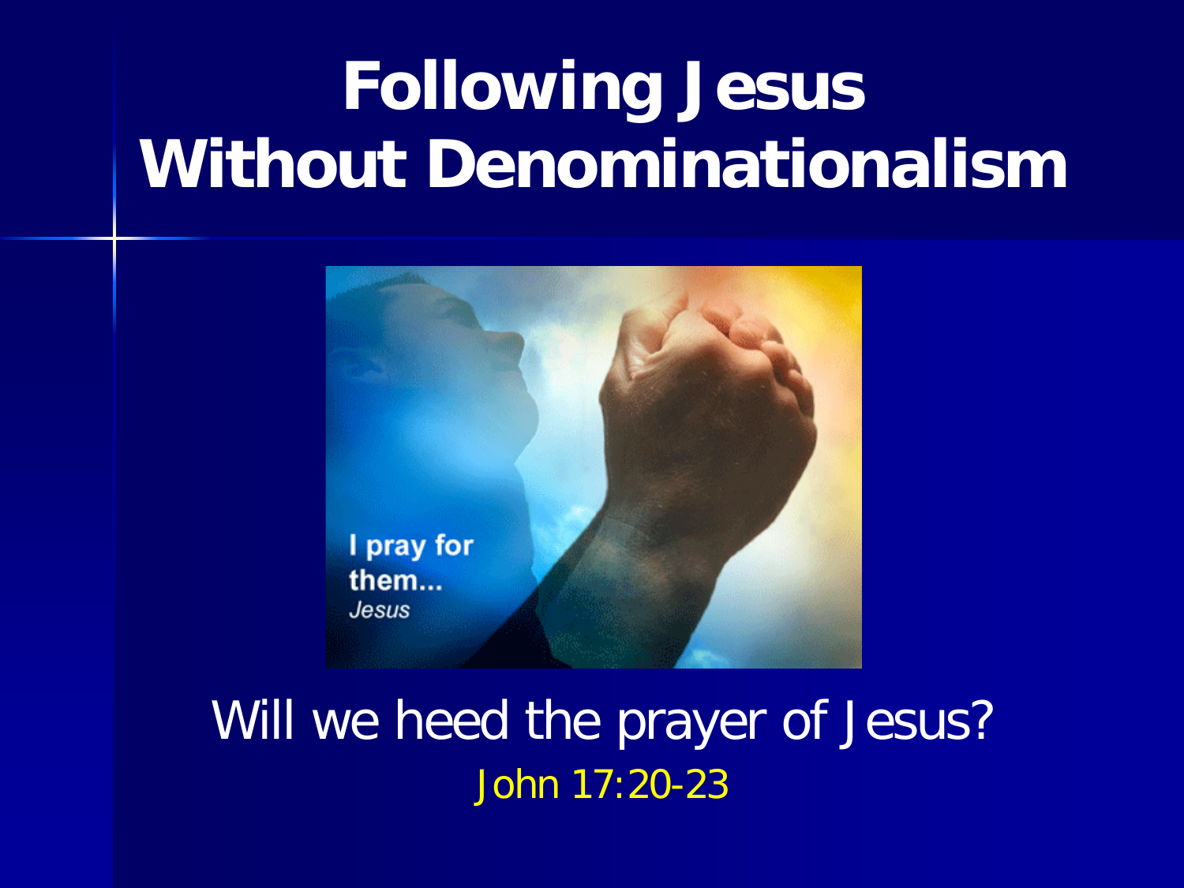# Following Jesus Without Denominationalism

I pray for them...
*Jesus*

Will we heed the prayer of Jesus?

John 17:20-23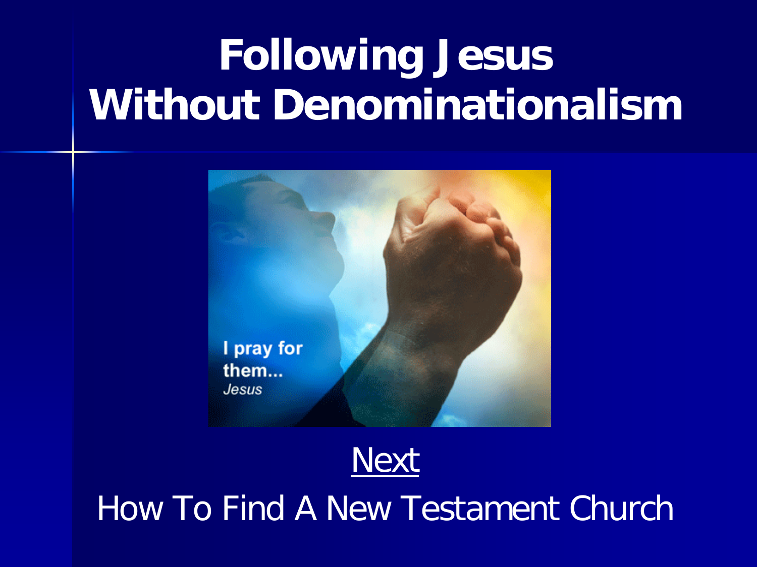# Following Jesus Without Denominationalism

I pray for them...
*Jesus*

Next

How To Find A New Testament Church